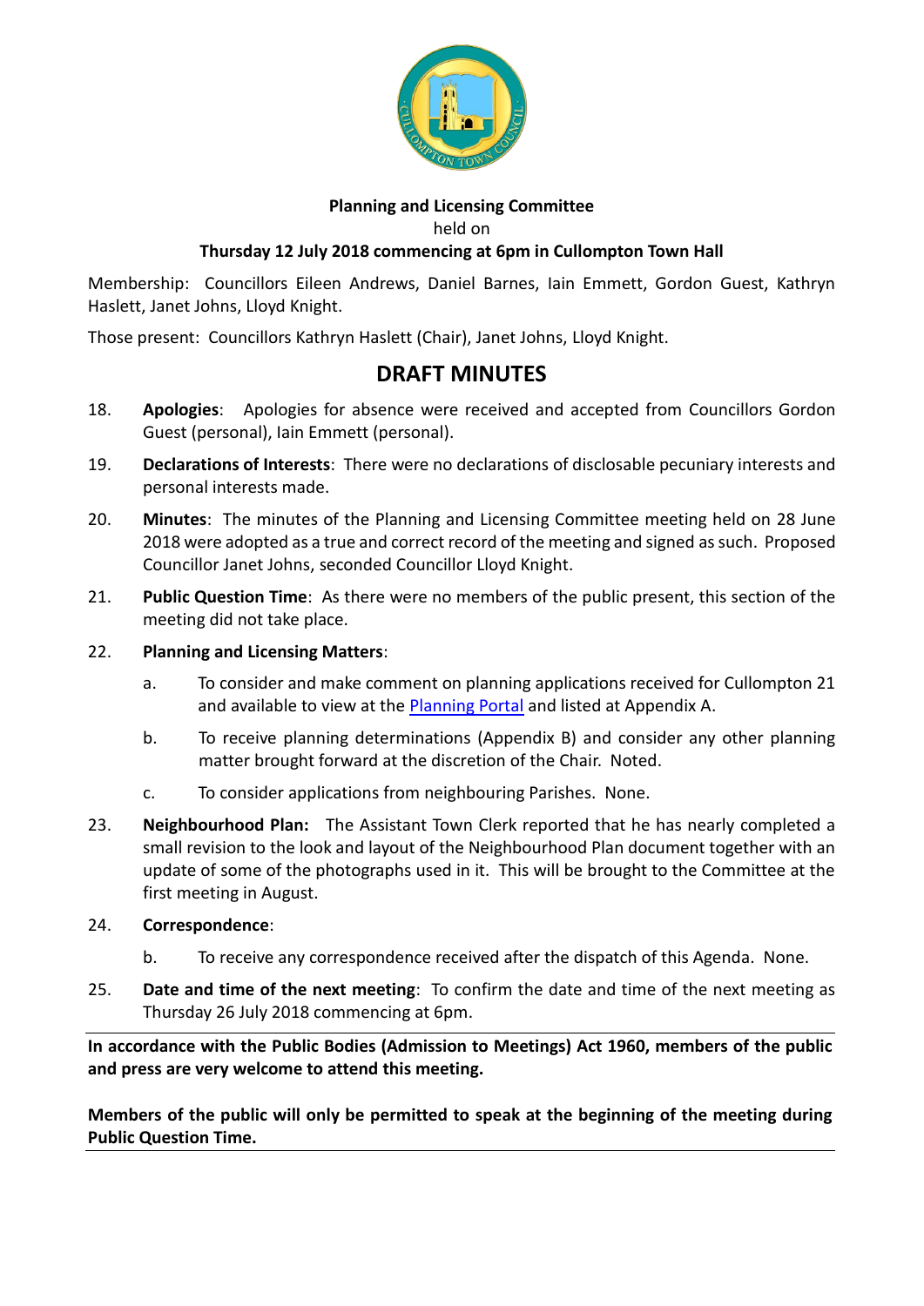**Planning and Licensing Committee**

held on

**Thursday 12 July 2018 commencing at 6pm in Cullompton Town Hall**

Membership: Councillors Eileen Andrews, Daniel Barnes, Iain Emmett, Gordon Guest, Kathryn Haslett, Janet Johns, Lloyd Knight.

Those present: Councillors Kathryn Haslett (Chair), Janet Johns, Lloyd Knight.

# DRAFT MINUTES

18. **Apologies**: Apologies for absence were received and accepted from Councillors Gordon Guest (personal), Iain Emmett (personal).

19. **Declarations of Interests**: There were no declarations of disclosable pecuniary interests and personal interests made.

20. **Minutes**: The minutes of the Planning and Licensing Committee meeting held on 28 June 2018 were adopted as a true and correct record of the meeting and signed as such. Proposed Councillor Janet Johns, seconded Councillor Lloyd Knight.

21. **Public Question Time**: As there were no members of the public present, this section of the meeting did not take place.

22. **Planning and Licensing Matters**:

    a. To consider and make comment on planning applications received for Cullompton 21 and available to view at the Planning Portal and listed at Appendix A.

    b. To receive planning determinations (Appendix B) and consider any other planning matter brought forward at the discretion of the Chair. Noted.

    c. To consider applications from neighbouring Parishes. None.

23. **Neighbourhood Plan:** The Assistant Town Clerk reported that he has nearly completed a small revision to the look and layout of the Neighbourhood Plan document together with an update of some of the photographs used in it. This will be brought to the Committee at the first meeting in August.

24. **Correspondence**:

    b. To receive any correspondence received after the dispatch of this Agenda. None.

25. **Date and time of the next meeting**: To confirm the date and time of the next meeting as Thursday 26 July 2018 commencing at 6pm.

---

**In accordance with the Public Bodies (Admission to Meetings) Act 1960, members of the public and press are very welcome to attend this meeting.**

**Members of the public will only be permitted to speak at the beginning of the meeting during Public Question Time.**

---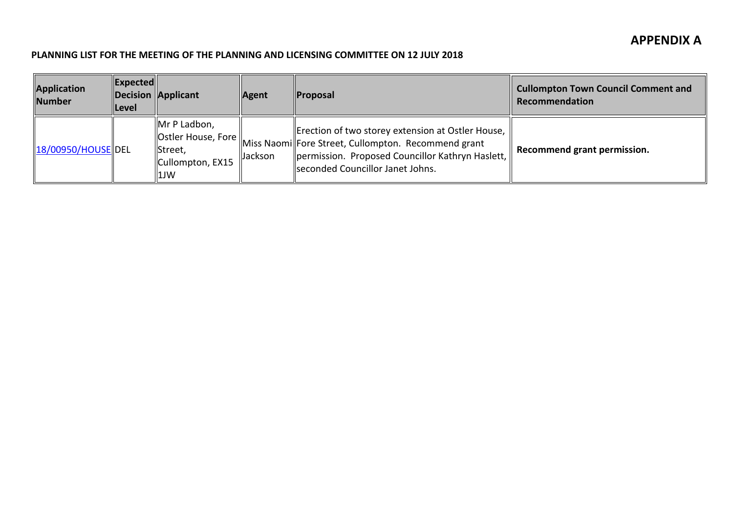# APPENDIX A

**PLANNING LIST FOR THE MEETING OF THE PLANNING AND LICENSING COMMITTEE ON 12 JULY 2018**

| Application Number | Expected Decision Level | Applicant | Agent | Proposal | Cullompton Town Council Comment and Recommendation |
|---|---|---|---|---|---|
| 18/00950/HOUSE | DEL | Mr P Ladbon, Ostler House, Fore Street, Cullompton, EX15 1JW | Miss Naomi Jackson | Erection of two storey extension at Ostler House, Fore Street, Cullompton. Recommend grant permission. Proposed Councillor Kathryn Haslett, seconded Councillor Janet Johns. | **Recommend grant permission.** |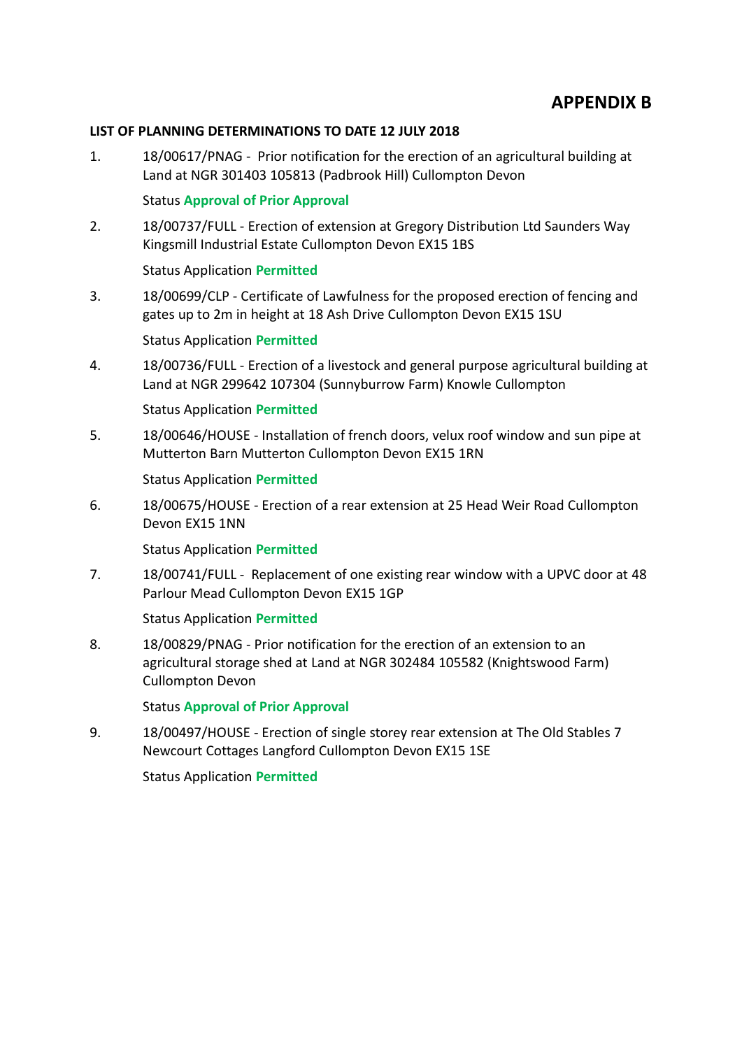# APPENDIX B

**LIST OF PLANNING DETERMINATIONS TO DATE 12 JULY 2018**

1. 18/00617/PNAG - Prior notification for the erection of an agricultural building at Land at NGR 301403 105813 (Padbrook Hill) Cullompton Devon

   Status **Approval of Prior Approval**

2. 18/00737/FULL - Erection of extension at Gregory Distribution Ltd Saunders Way Kingsmill Industrial Estate Cullompton Devon EX15 1BS

   Status Application **Permitted**

3. 18/00699/CLP - Certificate of Lawfulness for the proposed erection of fencing and gates up to 2m in height at 18 Ash Drive Cullompton Devon EX15 1SU

   Status Application **Permitted**

4. 18/00736/FULL - Erection of a livestock and general purpose agricultural building at Land at NGR 299642 107304 (Sunnyburrow Farm) Knowle Cullompton

   Status Application **Permitted**

5. 18/00646/HOUSE - Installation of french doors, velux roof window and sun pipe at Mutterton Barn Mutterton Cullompton Devon EX15 1RN

   Status Application **Permitted**

6. 18/00675/HOUSE - Erection of a rear extension at 25 Head Weir Road Cullompton Devon EX15 1NN

   Status Application **Permitted**

7. 18/00741/FULL - Replacement of one existing rear window with a UPVC door at 48 Parlour Mead Cullompton Devon EX15 1GP

   Status Application **Permitted**

8. 18/00829/PNAG - Prior notification for the erection of an extension to an agricultural storage shed at Land at NGR 302484 105582 (Knightswood Farm) Cullompton Devon

   Status **Approval of Prior Approval**

9. 18/00497/HOUSE - Erection of single storey rear extension at The Old Stables 7 Newcourt Cottages Langford Cullompton Devon EX15 1SE

   Status Application **Permitted**